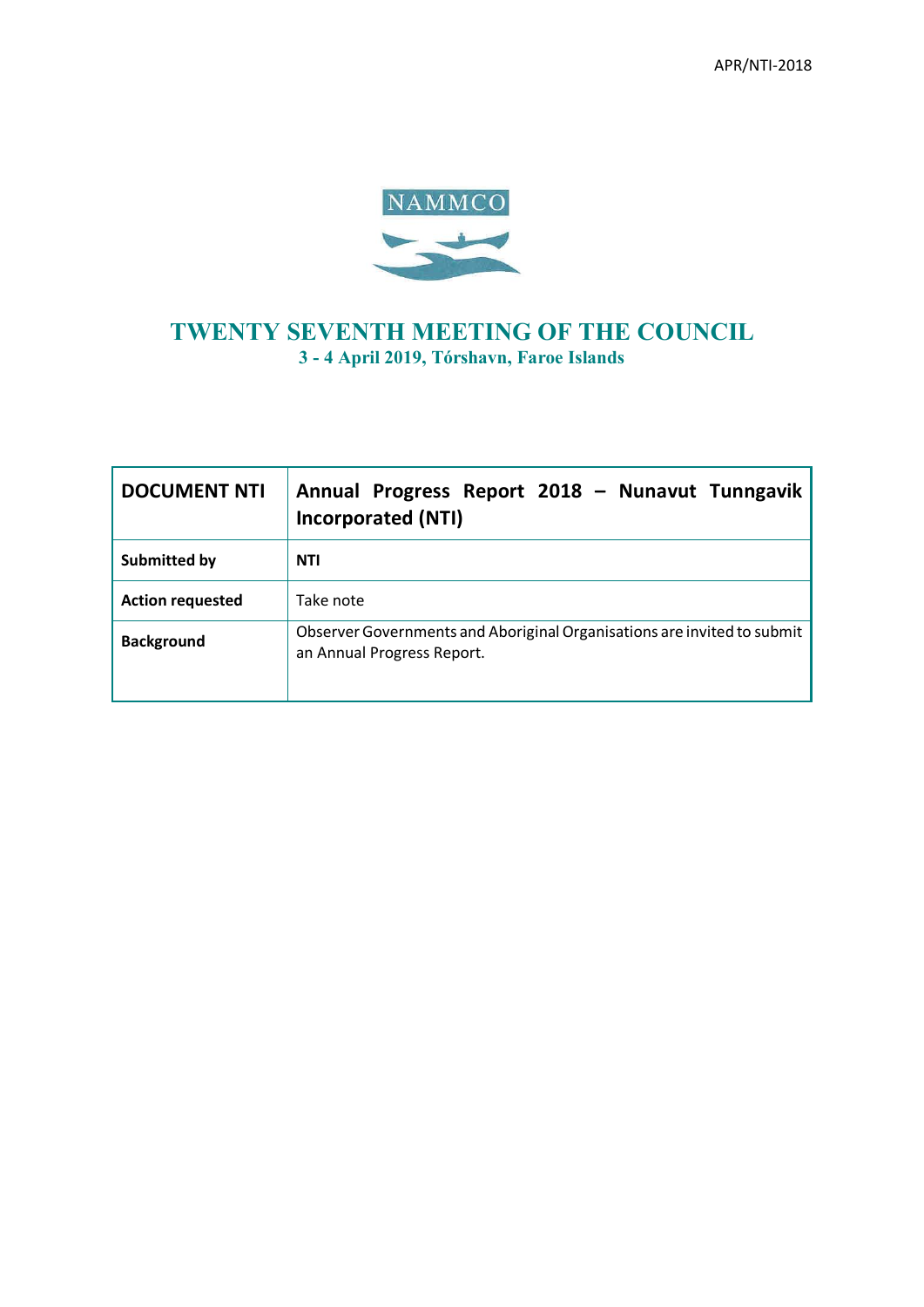APR/NTI-2018

NAMMCO

# TWENTY SEVENTH MEETING OF THE COUNCIL

**3 - 4 April 2019, Tórshavn, Faroe Islands**

| **DOCUMENT NTI** | **Annual Progress Report 2018 – Nunavut Tunngavik Incorporated (NTI)** |
|---|---|
| **Submitted by** | **NTI** |
| **Action requested** | Take note |
| **Background** | Observer Governments and Aboriginal Organisations are invited to submit an Annual Progress Report. |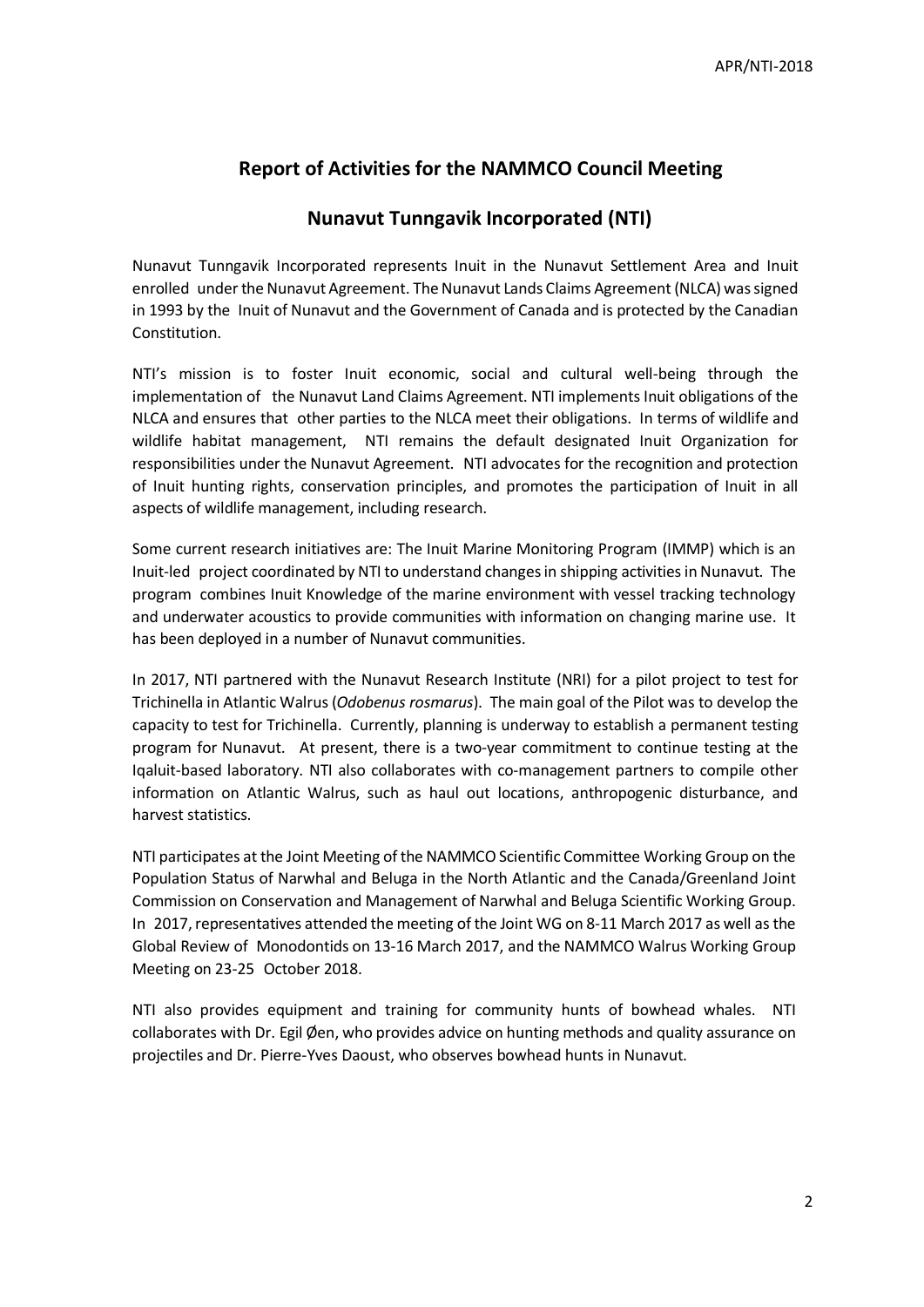# Report of Activities for the NAMMCO Council Meeting

## Nunavut Tunngavik Incorporated (NTI)

Nunavut Tunngavik Incorporated represents Inuit in the Nunavut Settlement Area and Inuit enrolled under the Nunavut Agreement. The Nunavut Lands Claims Agreement (NLCA) was signed in 1993 by the Inuit of Nunavut and the Government of Canada and is protected by the Canadian Constitution.

NTI's mission is to foster Inuit economic, social and cultural well-being through the implementation of the Nunavut Land Claims Agreement. NTI implements Inuit obligations of the NLCA and ensures that other parties to the NLCA meet their obligations. In terms of wildlife and wildlife habitat management, NTI remains the default designated Inuit Organization for responsibilities under the Nunavut Agreement. NTI advocates for the recognition and protection of Inuit hunting rights, conservation principles, and promotes the participation of Inuit in all aspects of wildlife management, including research.

Some current research initiatives are: The Inuit Marine Monitoring Program (IMMP) which is an Inuit-led project coordinated by NTI to understand changes in shipping activities in Nunavut. The program combines Inuit Knowledge of the marine environment with vessel tracking technology and underwater acoustics to provide communities with information on changing marine use. It has been deployed in a number of Nunavut communities.

In 2017, NTI partnered with the Nunavut Research Institute (NRI) for a pilot project to test for Trichinella in Atlantic Walrus (*Odobenus rosmarus*). The main goal of the Pilot was to develop the capacity to test for Trichinella. Currently, planning is underway to establish a permanent testing program for Nunavut. At present, there is a two-year commitment to continue testing at the Iqaluit-based laboratory. NTI also collaborates with co-management partners to compile other information on Atlantic Walrus, such as haul out locations, anthropogenic disturbance, and harvest statistics.

NTI participates at the Joint Meeting of the NAMMCO Scientific Committee Working Group on the Population Status of Narwhal and Beluga in the North Atlantic and the Canada/Greenland Joint Commission on Conservation and Management of Narwhal and Beluga Scientific Working Group. In 2017, representatives attended the meeting of the Joint WG on 8-11 March 2017 as well as the Global Review of Monodontids on 13-16 March 2017, and the NAMMCO Walrus Working Group Meeting on 23-25 October 2018.

NTI also provides equipment and training for community hunts of bowhead whales. NTI collaborates with Dr. Egil Øen, who provides advice on hunting methods and quality assurance on projectiles and Dr. Pierre-Yves Daoust, who observes bowhead hunts in Nunavut.